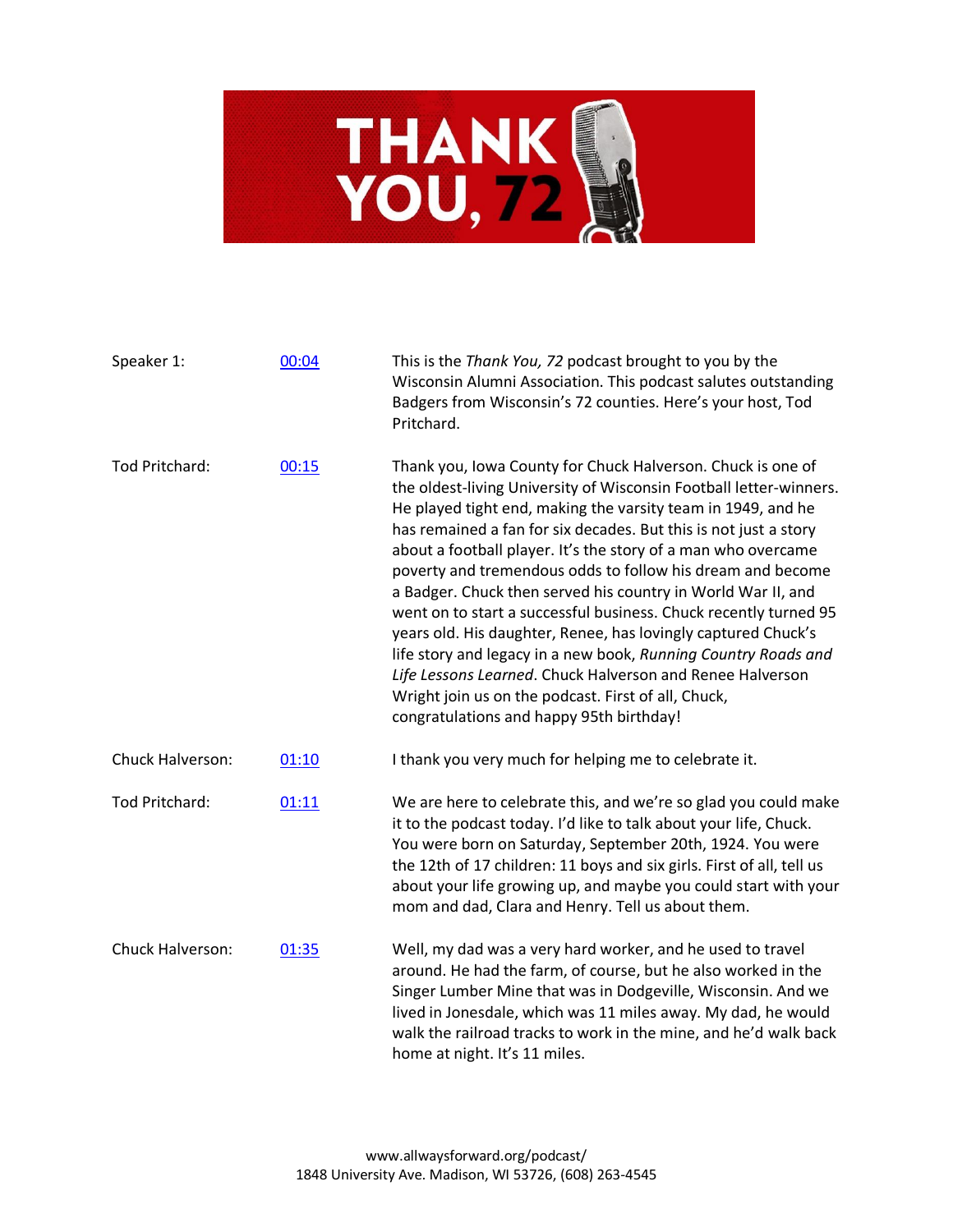# THANK YOU, 72

| | | |
|---|---|---|
| Speaker 1: | 00:04 | This is the *Thank You, 72* podcast brought to you by the Wisconsin Alumni Association. This podcast salutes outstanding Badgers from Wisconsin's 72 counties. Here's your host, Tod Pritchard. |
| Tod Pritchard: | 00:15 | Thank you, Iowa County for Chuck Halverson. Chuck is one of the oldest-living University of Wisconsin Football letter-winners. He played tight end, making the varsity team in 1949, and he has remained a fan for six decades. But this is not just a story about a football player. It's the story of a man who overcame poverty and tremendous odds to follow his dream and become a Badger. Chuck then served his country in World War II, and went on to start a successful business. Chuck recently turned 95 years old. His daughter, Renee, has lovingly captured Chuck's life story and legacy in a new book, *Running Country Roads and Life Lessons Learned*. Chuck Halverson and Renee Halverson Wright join us on the podcast. First of all, Chuck, congratulations and happy 95th birthday! |
| Chuck Halverson: | 01:10 | I thank you very much for helping me to celebrate it. |
| Tod Pritchard: | 01:11 | We are here to celebrate this, and we're so glad you could make it to the podcast today. I'd like to talk about your life, Chuck. You were born on Saturday, September 20th, 1924. You were the 12th of 17 children: 11 boys and six girls. First of all, tell us about your life growing up, and maybe you could start with your mom and dad, Clara and Henry. Tell us about them. |
| Chuck Halverson: | 01:35 | Well, my dad was a very hard worker, and he used to travel around. He had the farm, of course, but he also worked in the Singer Lumber Mine that was in Dodgeville, Wisconsin. And we lived in Jonesdale, which was 11 miles away. My dad, he would walk the railroad tracks to work in the mine, and he'd walk back home at night. It's 11 miles. |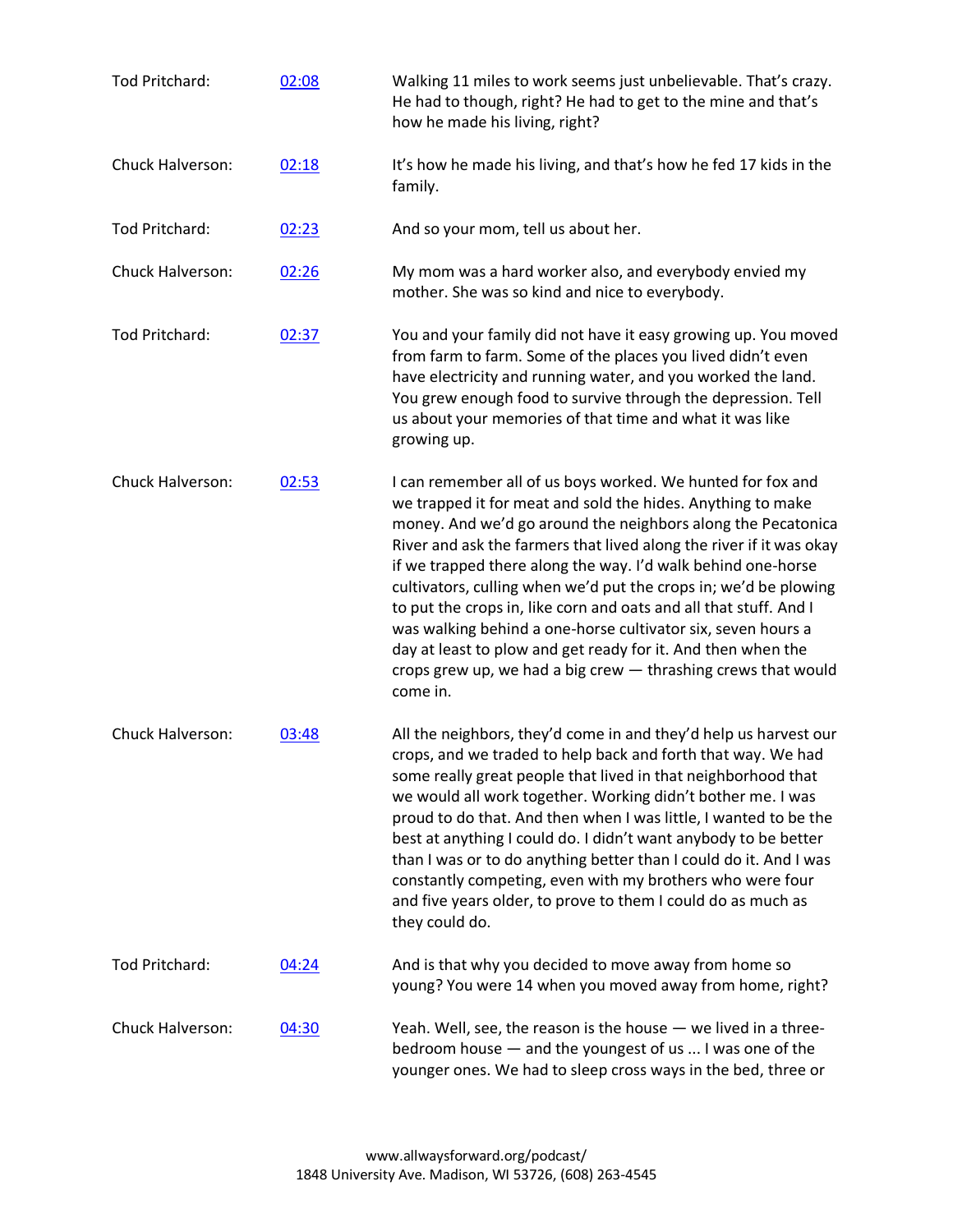| | | |
|---|---|---|
| Tod Pritchard: | 02:08 | Walking 11 miles to work seems just unbelievable. That's crazy. He had to though, right? He had to get to the mine and that's how he made his living, right? |
| Chuck Halverson: | 02:18 | It's how he made his living, and that's how he fed 17 kids in the family. |
| Tod Pritchard: | 02:23 | And so your mom, tell us about her. |
| Chuck Halverson: | 02:26 | My mom was a hard worker also, and everybody envied my mother. She was so kind and nice to everybody. |
| Tod Pritchard: | 02:37 | You and your family did not have it easy growing up. You moved from farm to farm. Some of the places you lived didn't even have electricity and running water, and you worked the land. You grew enough food to survive through the depression. Tell us about your memories of that time and what it was like growing up. |
| Chuck Halverson: | 02:53 | I can remember all of us boys worked. We hunted for fox and we trapped it for meat and sold the hides. Anything to make money. And we'd go around the neighbors along the Pecatonica River and ask the farmers that lived along the river if it was okay if we trapped there along the way. I'd walk behind one-horse cultivators, culling when we'd put the crops in; we'd be plowing to put the crops in, like corn and oats and all that stuff. And I was walking behind a one-horse cultivator six, seven hours a day at least to plow and get ready for it. And then when the crops grew up, we had a big crew — thrashing crews that would come in. |
| Chuck Halverson: | 03:48 | All the neighbors, they'd come in and they'd help us harvest our crops, and we traded to help back and forth that way. We had some really great people that lived in that neighborhood that we would all work together. Working didn't bother me. I was proud to do that. And then when I was little, I wanted to be the best at anything I could do. I didn't want anybody to be better than I was or to do anything better than I could do it. And I was constantly competing, even with my brothers who were four and five years older, to prove to them I could do as much as they could do. |
| Tod Pritchard: | 04:24 | And is that why you decided to move away from home so young? You were 14 when you moved away from home, right? |
| Chuck Halverson: | 04:30 | Yeah. Well, see, the reason is the house — we lived in a three-bedroom house — and the youngest of us ... I was one of the younger ones. We had to sleep cross ways in the bed, three or |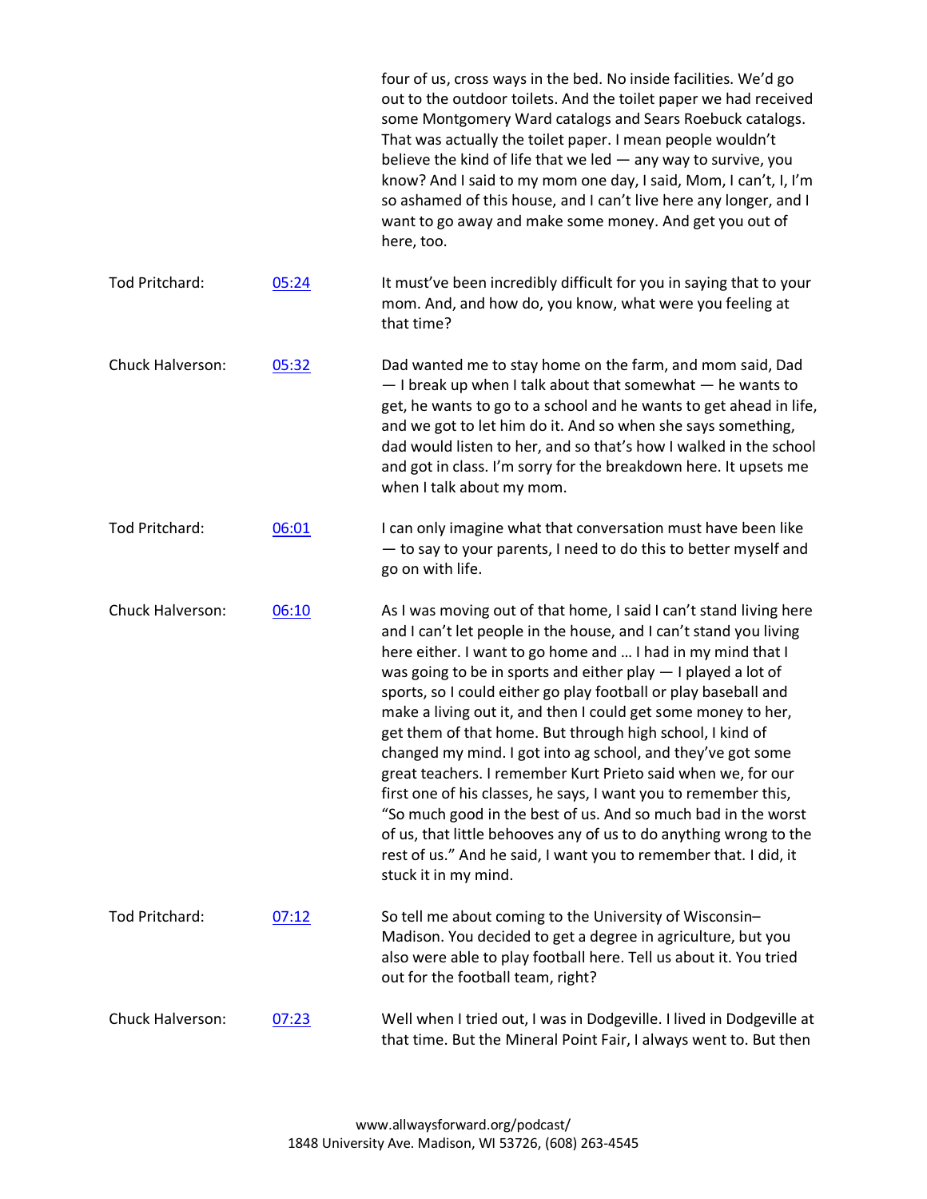four of us, cross ways in the bed. No inside facilities. We'd go out to the outdoor toilets. And the toilet paper we had received some Montgomery Ward catalogs and Sears Roebuck catalogs. That was actually the toilet paper. I mean people wouldn't believe the kind of life that we led — any way to survive, you know? And I said to my mom one day, I said, Mom, I can't, I, I'm so ashamed of this house, and I can't live here any longer, and I want to go away and make some money. And get you out of here, too.

| | | |
|---|---|---|
| Tod Pritchard: | 05:24 | It must've been incredibly difficult for you in saying that to your mom. And, and how do, you know, what were you feeling at that time? |
| Chuck Halverson: | 05:32 | Dad wanted me to stay home on the farm, and mom said, Dad — I break up when I talk about that somewhat — he wants to get, he wants to go to a school and he wants to get ahead in life, and we got to let him do it. And so when she says something, dad would listen to her, and so that's how I walked in the school and got in class. I'm sorry for the breakdown here. It upsets me when I talk about my mom. |
| Tod Pritchard: | 06:01 | I can only imagine what that conversation must have been like — to say to your parents, I need to do this to better myself and go on with life. |
| Chuck Halverson: | 06:10 | As I was moving out of that home, I said I can't stand living here and I can't let people in the house, and I can't stand you living here either. I want to go home and … I had in my mind that I was going to be in sports and either play — I played a lot of sports, so I could either go play football or play baseball and make a living out it, and then I could get some money to her, get them of that home. But through high school, I kind of changed my mind. I got into ag school, and they've got some great teachers. I remember Kurt Prieto said when we, for our first one of his classes, he says, I want you to remember this, "So much good in the best of us. And so much bad in the worst of us, that little behooves any of us to do anything wrong to the rest of us." And he said, I want you to remember that. I did, it stuck it in my mind. |
| Tod Pritchard: | 07:12 | So tell me about coming to the University of Wisconsin–Madison. You decided to get a degree in agriculture, but you also were able to play football here. Tell us about it. You tried out for the football team, right? |
| Chuck Halverson: | 07:23 | Well when I tried out, I was in Dodgeville. I lived in Dodgeville at that time. But the Mineral Point Fair, I always went to. But then |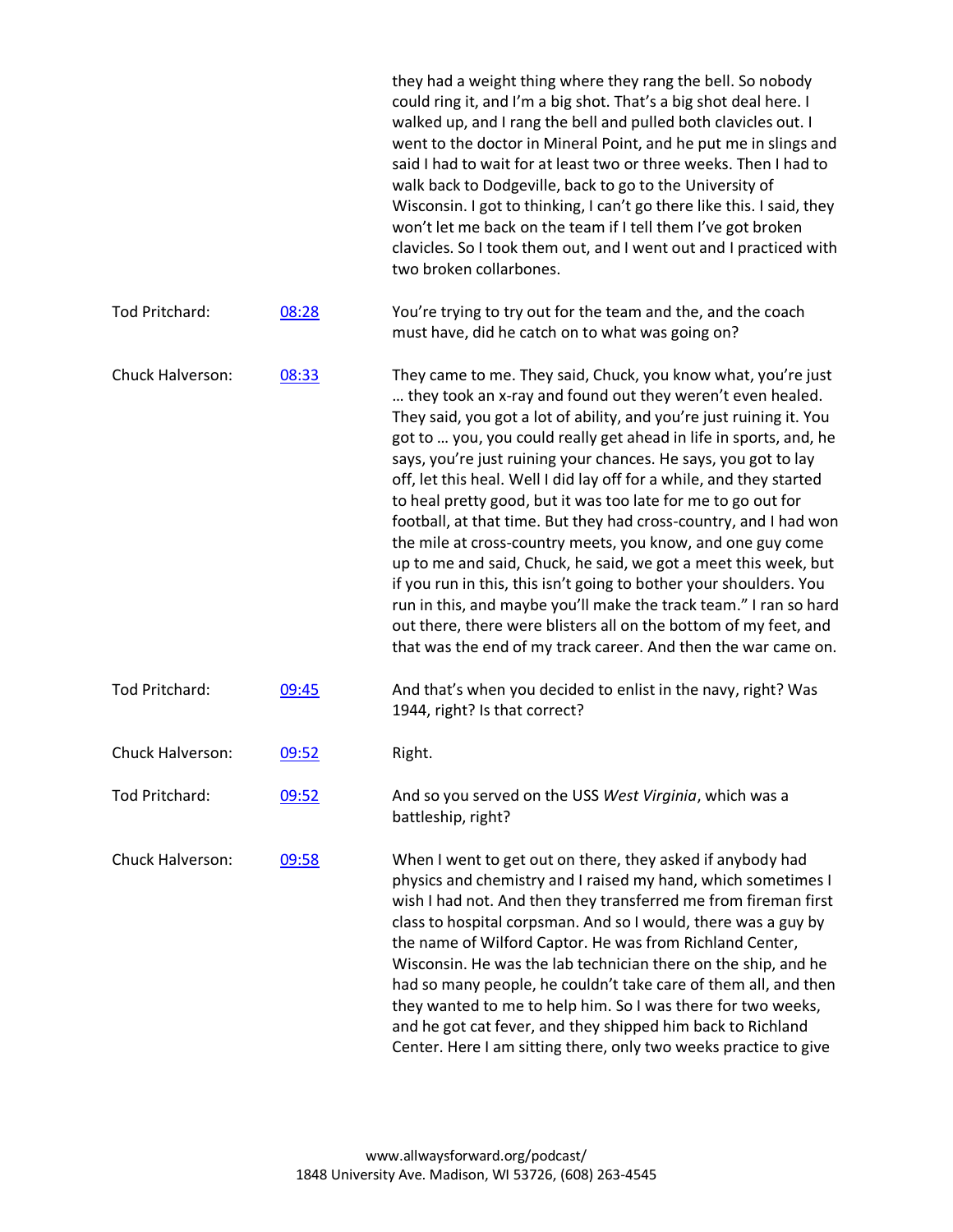they had a weight thing where they rang the bell. So nobody could ring it, and I'm a big shot. That's a big shot deal here. I walked up, and I rang the bell and pulled both clavicles out. I went to the doctor in Mineral Point, and he put me in slings and said I had to wait for at least two or three weeks. Then I had to walk back to Dodgeville, back to go to the University of Wisconsin. I got to thinking, I can't go there like this. I said, they won't let me back on the team if I tell them I've got broken clavicles. So I took them out, and I went out and I practiced with two broken collarbones.

| | | |
|---|---|---|
| Tod Pritchard: | 08:28 | You're trying to try out for the team and the, and the coach must have, did he catch on to what was going on? |
| Chuck Halverson: | 08:33 | They came to me. They said, Chuck, you know what, you're just … they took an x-ray and found out they weren't even healed. They said, you got a lot of ability, and you're just ruining it. You got to … you, you could really get ahead in life in sports, and, he says, you're just ruining your chances. He says, you got to lay off, let this heal. Well I did lay off for a while, and they started to heal pretty good, but it was too late for me to go out for football, at that time. But they had cross-country, and I had won the mile at cross-country meets, you know, and one guy come up to me and said, Chuck, he said, we got a meet this week, but if you run in this, this isn't going to bother your shoulders. You run in this, and maybe you'll make the track team." I ran so hard out there, there were blisters all on the bottom of my feet, and that was the end of my track career. And then the war came on. |
| Tod Pritchard: | 09:45 | And that's when you decided to enlist in the navy, right? Was 1944, right? Is that correct? |
| Chuck Halverson: | 09:52 | Right. |
| Tod Pritchard: | 09:52 | And so you served on the USS *West Virginia*, which was a battleship, right? |
| Chuck Halverson: | 09:58 | When I went to get out on there, they asked if anybody had physics and chemistry and I raised my hand, which sometimes I wish I had not. And then they transferred me from fireman first class to hospital corpsman. And so I would, there was a guy by the name of Wilford Captor. He was from Richland Center, Wisconsin. He was the lab technician there on the ship, and he had so many people, he couldn't take care of them all, and then they wanted to me to help him. So I was there for two weeks, and he got cat fever, and they shipped him back to Richland Center. Here I am sitting there, only two weeks practice to give |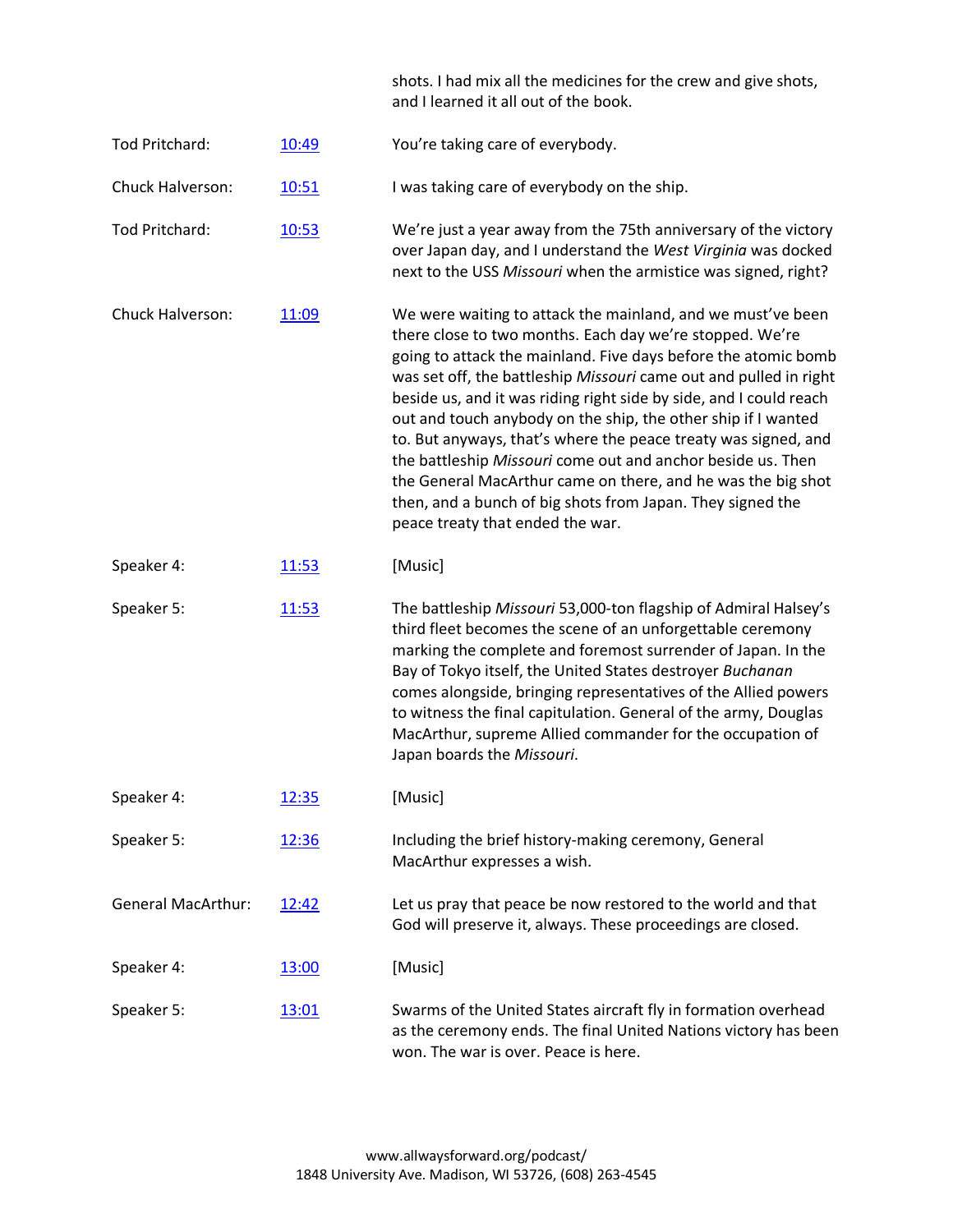shots. I had mix all the medicines for the crew and give shots, and I learned it all out of the book.

Tod Pritchard: 10:49 You're taking care of everybody.

Chuck Halverson: 10:51 I was taking care of everybody on the ship.

Tod Pritchard: 10:53 We're just a year away from the 75th anniversary of the victory over Japan day, and I understand the *West Virginia* was docked next to the USS *Missouri* when the armistice was signed, right?

Chuck Halverson: 11:09 We were waiting to attack the mainland, and we must've been there close to two months. Each day we're stopped. We're going to attack the mainland. Five days before the atomic bomb was set off, the battleship *Missouri* came out and pulled in right beside us, and it was riding right side by side, and I could reach out and touch anybody on the ship, the other ship if I wanted to. But anyways, that's where the peace treaty was signed, and the battleship *Missouri* come out and anchor beside us. Then the General MacArthur came on there, and he was the big shot then, and a bunch of big shots from Japan. They signed the peace treaty that ended the war.

Speaker 4: 11:53 [Music]

Speaker 5: 11:53 The battleship *Missouri* 53,000-ton flagship of Admiral Halsey's third fleet becomes the scene of an unforgettable ceremony marking the complete and foremost surrender of Japan. In the Bay of Tokyo itself, the United States destroyer *Buchanan* comes alongside, bringing representatives of the Allied powers to witness the final capitulation. General of the army, Douglas MacArthur, supreme Allied commander for the occupation of Japan boards the *Missouri*.

Speaker 4: 12:35 [Music]

Speaker 5: 12:36 Including the brief history-making ceremony, General MacArthur expresses a wish.

General MacArthur: 12:42 Let us pray that peace be now restored to the world and that God will preserve it, always. These proceedings are closed.

Speaker 4: 13:00 [Music]

Speaker 5: 13:01 Swarms of the United States aircraft fly in formation overhead as the ceremony ends. The final United Nations victory has been won. The war is over. Peace is here.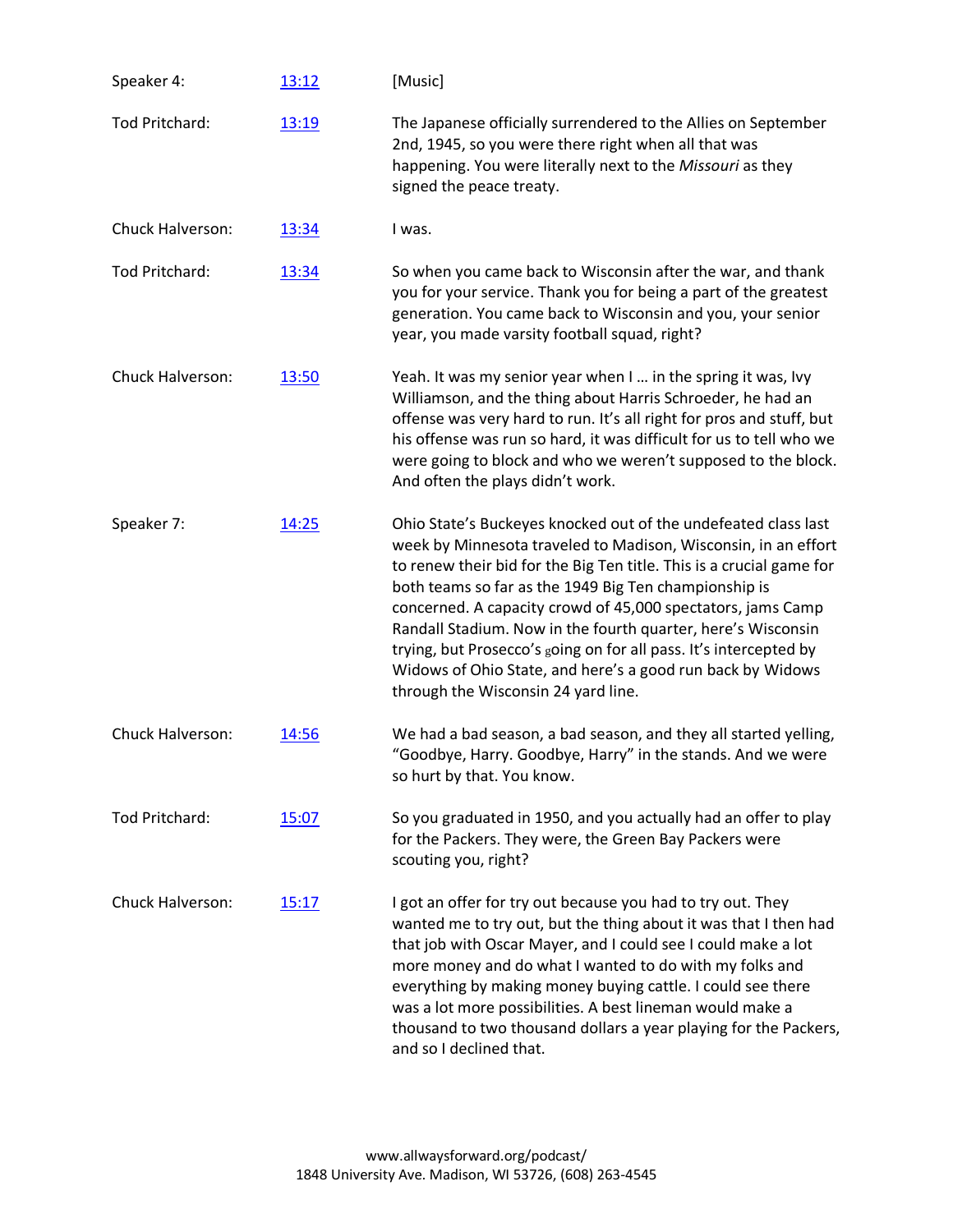| | | |
|---|---|---|
| Speaker 4: | 13:12 | [Music] |
| Tod Pritchard: | 13:19 | The Japanese officially surrendered to the Allies on September 2nd, 1945, so you were there right when all that was happening. You were literally next to the *Missouri* as they signed the peace treaty. |
| Chuck Halverson: | 13:34 | I was. |
| Tod Pritchard: | 13:34 | So when you came back to Wisconsin after the war, and thank you for your service. Thank you for being a part of the greatest generation. You came back to Wisconsin and you, your senior year, you made varsity football squad, right? |
| Chuck Halverson: | 13:50 | Yeah. It was my senior year when I … in the spring it was, Ivy Williamson, and the thing about Harris Schroeder, he had an offense was very hard to run. It's all right for pros and stuff, but his offense was run so hard, it was difficult for us to tell who we were going to block and who we weren't supposed to the block. And often the plays didn't work. |
| Speaker 7: | 14:25 | Ohio State's Buckeyes knocked out of the undefeated class last week by Minnesota traveled to Madison, Wisconsin, in an effort to renew their bid for the Big Ten title. This is a crucial game for both teams so far as the 1949 Big Ten championship is concerned. A capacity crowd of 45,000 spectators, jams Camp Randall Stadium. Now in the fourth quarter, here's Wisconsin trying, but Prosecco's going on for all pass. It's intercepted by Widows of Ohio State, and here's a good run back by Widows through the Wisconsin 24 yard line. |
| Chuck Halverson: | 14:56 | We had a bad season, a bad season, and they all started yelling, "Goodbye, Harry. Goodbye, Harry" in the stands. And we were so hurt by that. You know. |
| Tod Pritchard: | 15:07 | So you graduated in 1950, and you actually had an offer to play for the Packers. They were, the Green Bay Packers were scouting you, right? |
| Chuck Halverson: | 15:17 | I got an offer for try out because you had to try out. They wanted me to try out, but the thing about it was that I then had that job with Oscar Mayer, and I could see I could make a lot more money and do what I wanted to do with my folks and everything by making money buying cattle. I could see there was a lot more possibilities. A best lineman would make a thousand to two thousand dollars a year playing for the Packers, and so I declined that. |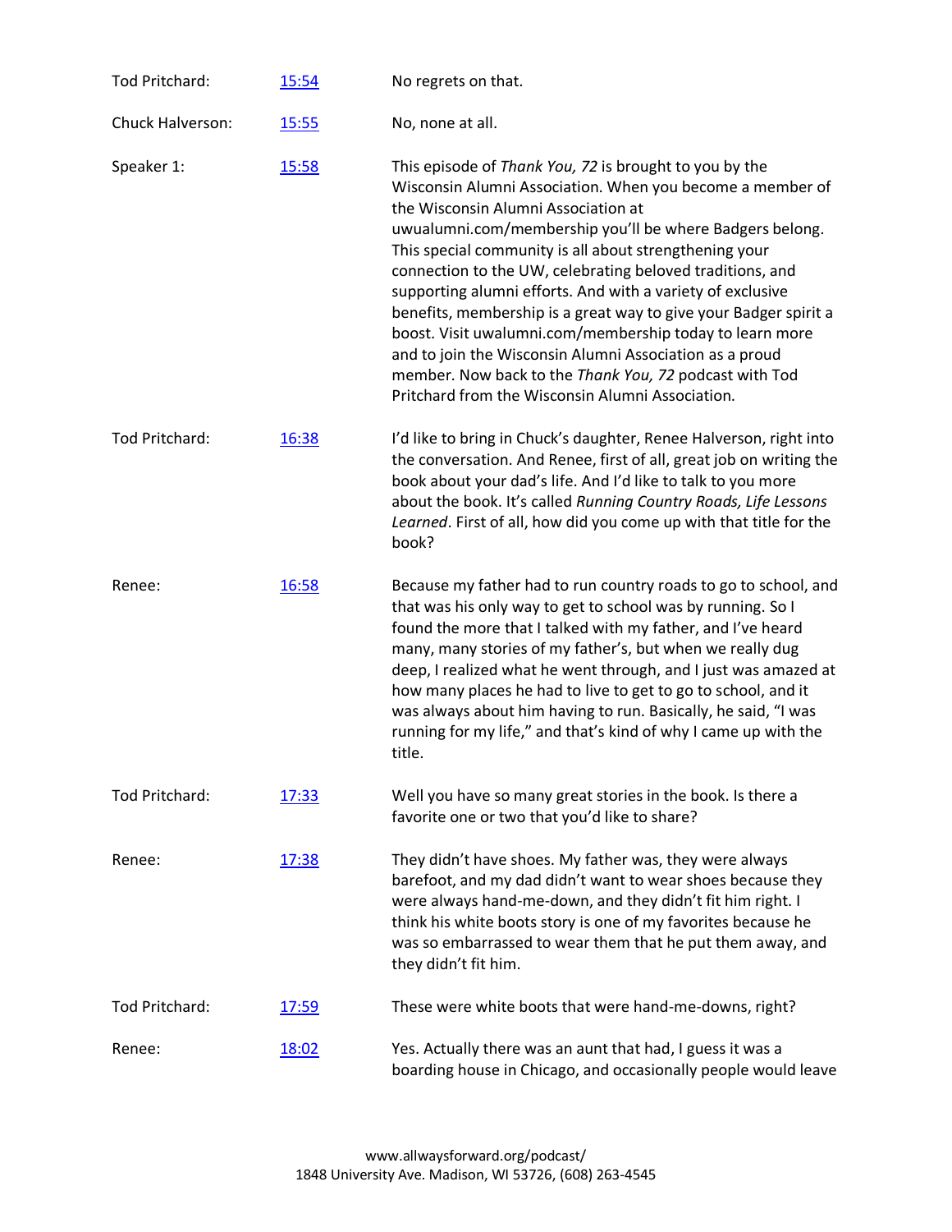| | | |
|---|---|---|
| Tod Pritchard: | [15:54]() | No regrets on that. |
| Chuck Halverson: | [15:55]() | No, none at all. |
| Speaker 1: | [15:58]() | This episode of *Thank You, 72* is brought to you by the Wisconsin Alumni Association. When you become a member of the Wisconsin Alumni Association at uwualumni.com/membership you'll be where Badgers belong. This special community is all about strengthening your connection to the UW, celebrating beloved traditions, and supporting alumni efforts. And with a variety of exclusive benefits, membership is a great way to give your Badger spirit a boost. Visit uwalumni.com/membership today to learn more and to join the Wisconsin Alumni Association as a proud member. Now back to the *Thank You, 72* podcast with Tod Pritchard from the Wisconsin Alumni Association. |
| Tod Pritchard: | [16:38]() | I'd like to bring in Chuck's daughter, Renee Halverson, right into the conversation. And Renee, first of all, great job on writing the book about your dad's life. And I'd like to talk to you more about the book. It's called *Running Country Roads, Life Lessons Learned*. First of all, how did you come up with that title for the book? |
| Renee: | [16:58]() | Because my father had to run country roads to go to school, and that was his only way to get to school was by running. So I found the more that I talked with my father, and I've heard many, many stories of my father's, but when we really dug deep, I realized what he went through, and I just was amazed at how many places he had to live to get to go to school, and it was always about him having to run. Basically, he said, "I was running for my life," and that's kind of why I came up with the title. |
| Tod Pritchard: | [17:33]() | Well you have so many great stories in the book. Is there a favorite one or two that you'd like to share? |
| Renee: | [17:38]() | They didn't have shoes. My father was, they were always barefoot, and my dad didn't want to wear shoes because they were always hand-me-down, and they didn't fit him right. I think his white boots story is one of my favorites because he was so embarrassed to wear them that he put them away, and they didn't fit him. |
| Tod Pritchard: | [17:59]() | These were white boots that were hand-me-downs, right? |
| Renee: | [18:02]() | Yes. Actually there was an aunt that had, I guess it was a boarding house in Chicago, and occasionally people would leave |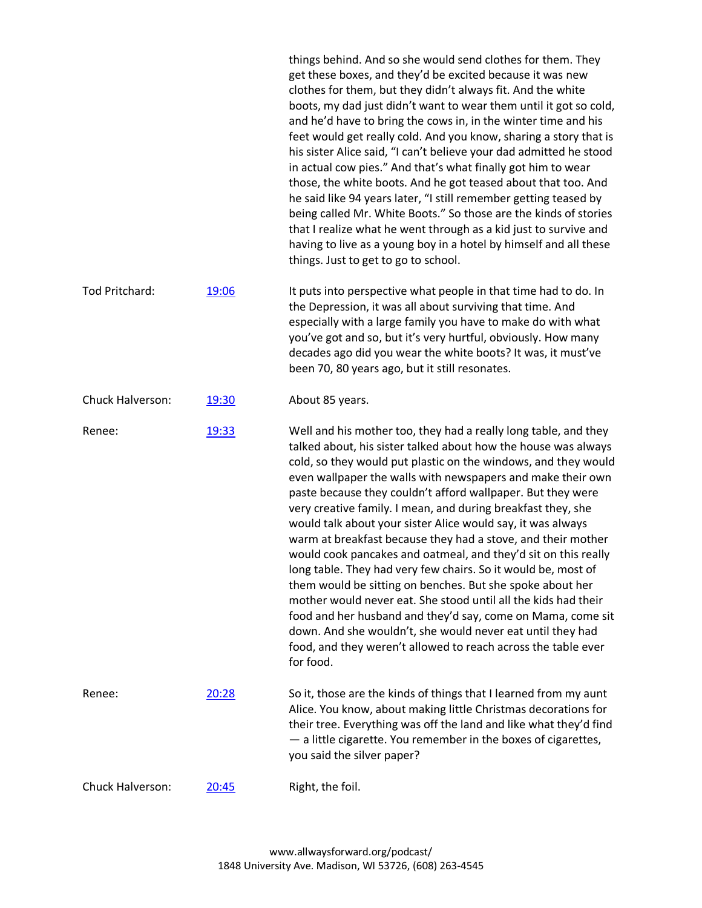things behind. And so she would send clothes for them. They get these boxes, and they'd be excited because it was new clothes for them, but they didn't always fit. And the white boots, my dad just didn't want to wear them until it got so cold, and he'd have to bring the cows in, in the winter time and his feet would get really cold. And you know, sharing a story that is his sister Alice said, "I can't believe your dad admitted he stood in actual cow pies." And that's what finally got him to wear those, the white boots. And he got teased about that too. And he said like 94 years later, "I still remember getting teased by being called Mr. White Boots." So those are the kinds of stories that I realize what he went through as a kid just to survive and having to live as a young boy in a hotel by himself and all these things. Just to get to go to school.

| | | |
|---|---|---|
| Tod Pritchard: | [19:06](#) | It puts into perspective what people in that time had to do. In the Depression, it was all about surviving that time. And especially with a large family you have to make do with what you've got and so, but it's very hurtful, obviously. How many decades ago did you wear the white boots? It was, it must've been 70, 80 years ago, but it still resonates. |
| Chuck Halverson: | [19:30](#) | About 85 years. |
| Renee: | [19:33](#) | Well and his mother too, they had a really long table, and they talked about, his sister talked about how the house was always cold, so they would put plastic on the windows, and they would even wallpaper the walls with newspapers and make their own paste because they couldn't afford wallpaper. But they were very creative family. I mean, and during breakfast they, she would talk about your sister Alice would say, it was always warm at breakfast because they had a stove, and their mother would cook pancakes and oatmeal, and they'd sit on this really long table. They had very few chairs. So it would be, most of them would be sitting on benches. But she spoke about her mother would never eat. She stood until all the kids had their food and her husband and they'd say, come on Mama, come sit down. And she wouldn't, she would never eat until they had food, and they weren't allowed to reach across the table ever for food. |
| Renee: | [20:28](#) | So it, those are the kinds of things that I learned from my aunt Alice. You know, about making little Christmas decorations for their tree. Everything was off the land and like what they'd find — a little cigarette. You remember in the boxes of cigarettes, you said the silver paper? |
| Chuck Halverson: | [20:45](#) | Right, the foil. |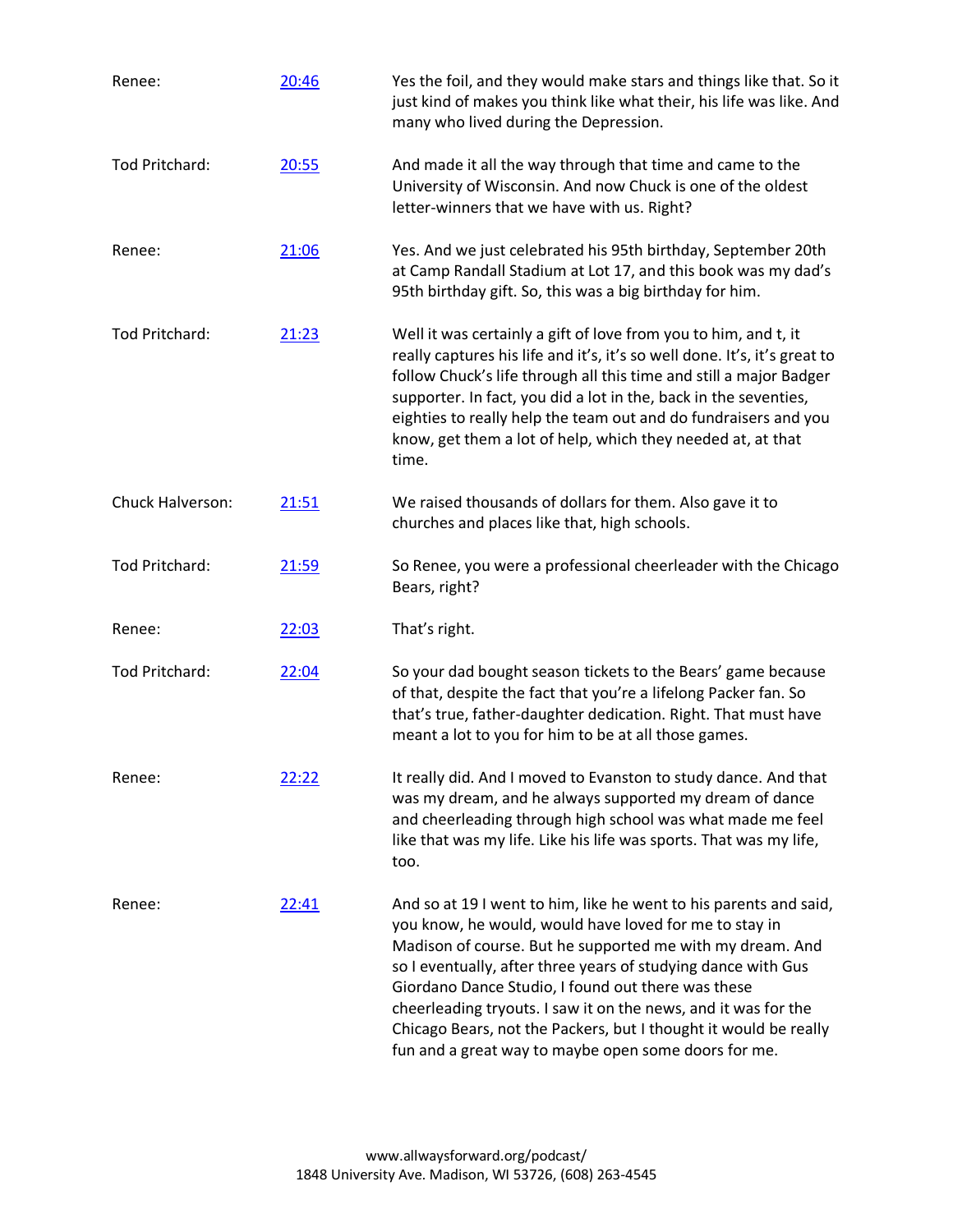| | | |
|---|---|---|
| Renee: | [20:46] | Yes the foil, and they would make stars and things like that. So it just kind of makes you think like what their, his life was like. And many who lived during the Depression. |
| Tod Pritchard: | [20:55] | And made it all the way through that time and came to the University of Wisconsin. And now Chuck is one of the oldest letter-winners that we have with us. Right? |
| Renee: | [21:06] | Yes. And we just celebrated his 95th birthday, September 20th at Camp Randall Stadium at Lot 17, and this book was my dad's 95th birthday gift. So, this was a big birthday for him. |
| Tod Pritchard: | [21:23] | Well it was certainly a gift of love from you to him, and t, it really captures his life and it's, it's so well done. It's, it's great to follow Chuck's life through all this time and still a major Badger supporter. In fact, you did a lot in the, back in the seventies, eighties to really help the team out and do fundraisers and you know, get them a lot of help, which they needed at, at that time. |
| Chuck Halverson: | [21:51] | We raised thousands of dollars for them. Also gave it to churches and places like that, high schools. |
| Tod Pritchard: | [21:59] | So Renee, you were a professional cheerleader with the Chicago Bears, right? |
| Renee: | [22:03] | That's right. |
| Tod Pritchard: | [22:04] | So your dad bought season tickets to the Bears' game because of that, despite the fact that you're a lifelong Packer fan. So that's true, father-daughter dedication. Right. That must have meant a lot to you for him to be at all those games. |
| Renee: | [22:22] | It really did. And I moved to Evanston to study dance. And that was my dream, and he always supported my dream of dance and cheerleading through high school was what made me feel like that was my life. Like his life was sports. That was my life, too. |
| Renee: | [22:41] | And so at 19 I went to him, like he went to his parents and said, you know, he would, would have loved for me to stay in Madison of course. But he supported me with my dream. And so I eventually, after three years of studying dance with Gus Giordano Dance Studio, I found out there was these cheerleading tryouts. I saw it on the news, and it was for the Chicago Bears, not the Packers, but I thought it would be really fun and a great way to maybe open some doors for me. |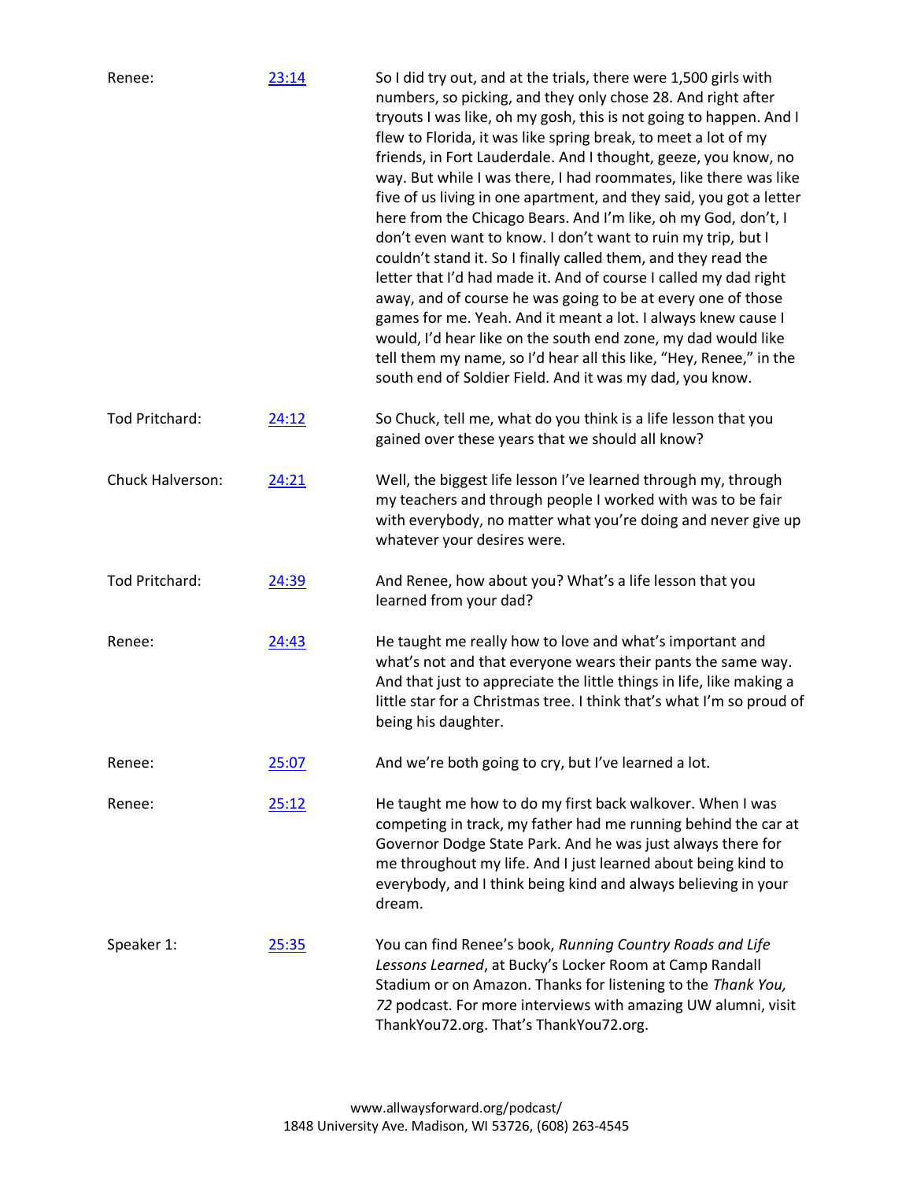| | | |
|---|---|---|
| Renee: | [23:14]() | So I did try out, and at the trials, there were 1,500 girls with numbers, so picking, and they only chose 28. And right after tryouts I was like, oh my gosh, this is not going to happen. And I flew to Florida, it was like spring break, to meet a lot of my friends, in Fort Lauderdale. And I thought, geeze, you know, no way. But while I was there, I had roommates, like there was like five of us living in one apartment, and they said, you got a letter here from the Chicago Bears. And I'm like, oh my God, don't, I don't even want to know. I don't want to ruin my trip, but I couldn't stand it. So I finally called them, and they read the letter that I'd had made it. And of course I called my dad right away, and of course he was going to be at every one of those games for me. Yeah. And it meant a lot. I always knew cause I would, I'd hear like on the south end zone, my dad would like tell them my name, so I'd hear all this like, "Hey, Renee," in the south end of Soldier Field. And it was my dad, you know. |
| Tod Pritchard: | [24:12]() | So Chuck, tell me, what do you think is a life lesson that you gained over these years that we should all know? |
| Chuck Halverson: | [24:21]() | Well, the biggest life lesson I've learned through my, through my teachers and through people I worked with was to be fair with everybody, no matter what you're doing and never give up whatever your desires were. |
| Tod Pritchard: | [24:39]() | And Renee, how about you? What's a life lesson that you learned from your dad? |
| Renee: | [24:43]() | He taught me really how to love and what's important and what's not and that everyone wears their pants the same way. And that just to appreciate the little things in life, like making a little star for a Christmas tree. I think that's what I'm so proud of being his daughter. |
| Renee: | [25:07]() | And we're both going to cry, but I've learned a lot. |
| Renee: | [25:12]() | He taught me how to do my first back walkover. When I was competing in track, my father had me running behind the car at Governor Dodge State Park. And he was just always there for me throughout my life. And I just learned about being kind to everybody, and I think being kind and always believing in your dream. |
| Speaker 1: | [25:35]() | You can find Renee's book, *Running Country Roads and Life Lessons Learned*, at Bucky's Locker Room at Camp Randall Stadium or on Amazon. Thanks for listening to the *Thank You, 72* podcast. For more interviews with amazing UW alumni, visit ThankYou72.org. That's ThankYou72.org. |